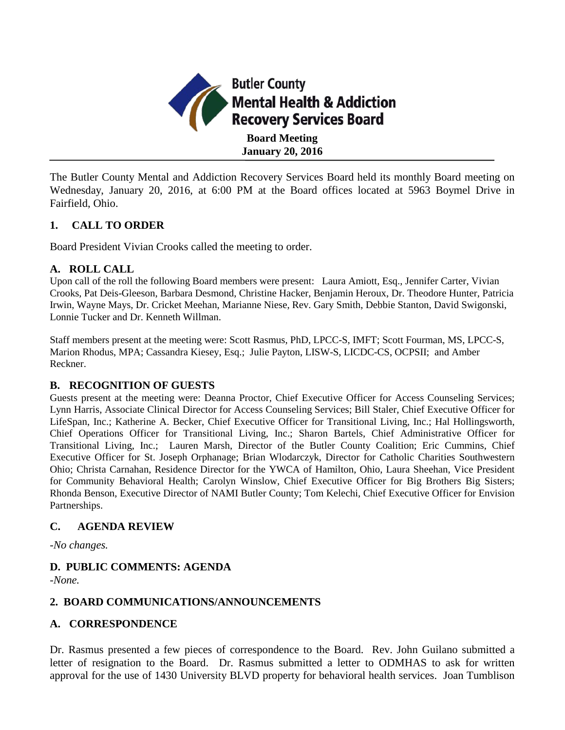**Butler County Mental Health & Addiction Recovery Services Board**

**Board Meeting**
**January 20, 2016**

---

The Butler County Mental and Addiction Recovery Services Board held its monthly Board meeting on Wednesday, January 20, 2016, at 6:00 PM at the Board offices located at 5963 Boymel Drive in Fairfield, Ohio.

## 1. CALL TO ORDER

Board President Vivian Crooks called the meeting to order.

### A. ROLL CALL

Upon call of the roll the following Board members were present: Laura Amiott, Esq., Jennifer Carter, Vivian Crooks, Pat Deis-Gleeson, Barbara Desmond, Christine Hacker, Benjamin Heroux, Dr. Theodore Hunter, Patricia Irwin, Wayne Mays, Dr. Cricket Meehan, Marianne Niese, Rev. Gary Smith, Debbie Stanton, David Swigonski, Lonnie Tucker and Dr. Kenneth Willman.

Staff members present at the meeting were: Scott Rasmus, PhD, LPCC-S, IMFT; Scott Fourman, MS, LPCC-S, Marion Rhodus, MPA; Cassandra Kiesey, Esq.; Julie Payton, LISW-S, LICDC-CS, OCPSII; and Amber Reckner.

### B. RECOGNITION OF GUESTS

Guests present at the meeting were: Deanna Proctor, Chief Executive Officer for Access Counseling Services; Lynn Harris, Associate Clinical Director for Access Counseling Services; Bill Staler, Chief Executive Officer for LifeSpan, Inc.; Katherine A. Becker, Chief Executive Officer for Transitional Living, Inc.; Hal Hollingsworth, Chief Operations Officer for Transitional Living, Inc.; Sharon Bartels, Chief Administrative Officer for Transitional Living, Inc.; Lauren Marsh, Director of the Butler County Coalition; Eric Cummins, Chief Executive Officer for St. Joseph Orphanage; Brian Wlodarczyk, Director for Catholic Charities Southwestern Ohio; Christa Carnahan, Residence Director for the YWCA of Hamilton, Ohio, Laura Sheehan, Vice President for Community Behavioral Health; Carolyn Winslow, Chief Executive Officer for Big Brothers Big Sisters; Rhonda Benson, Executive Director of NAMI Butler County; Tom Kelechi, Chief Executive Officer for Envision Partnerships.

### C. AGENDA REVIEW

*-No changes.*

### D. PUBLIC COMMENTS: AGENDA

*-None.*

## 2. BOARD COMMUNICATIONS/ANNOUNCEMENTS

### A. CORRESPONDENCE

Dr. Rasmus presented a few pieces of correspondence to the Board. Rev. John Guilano submitted a letter of resignation to the Board. Dr. Rasmus submitted a letter to ODMHAS to ask for written approval for the use of 1430 University BLVD property for behavioral health services. Joan Tumblison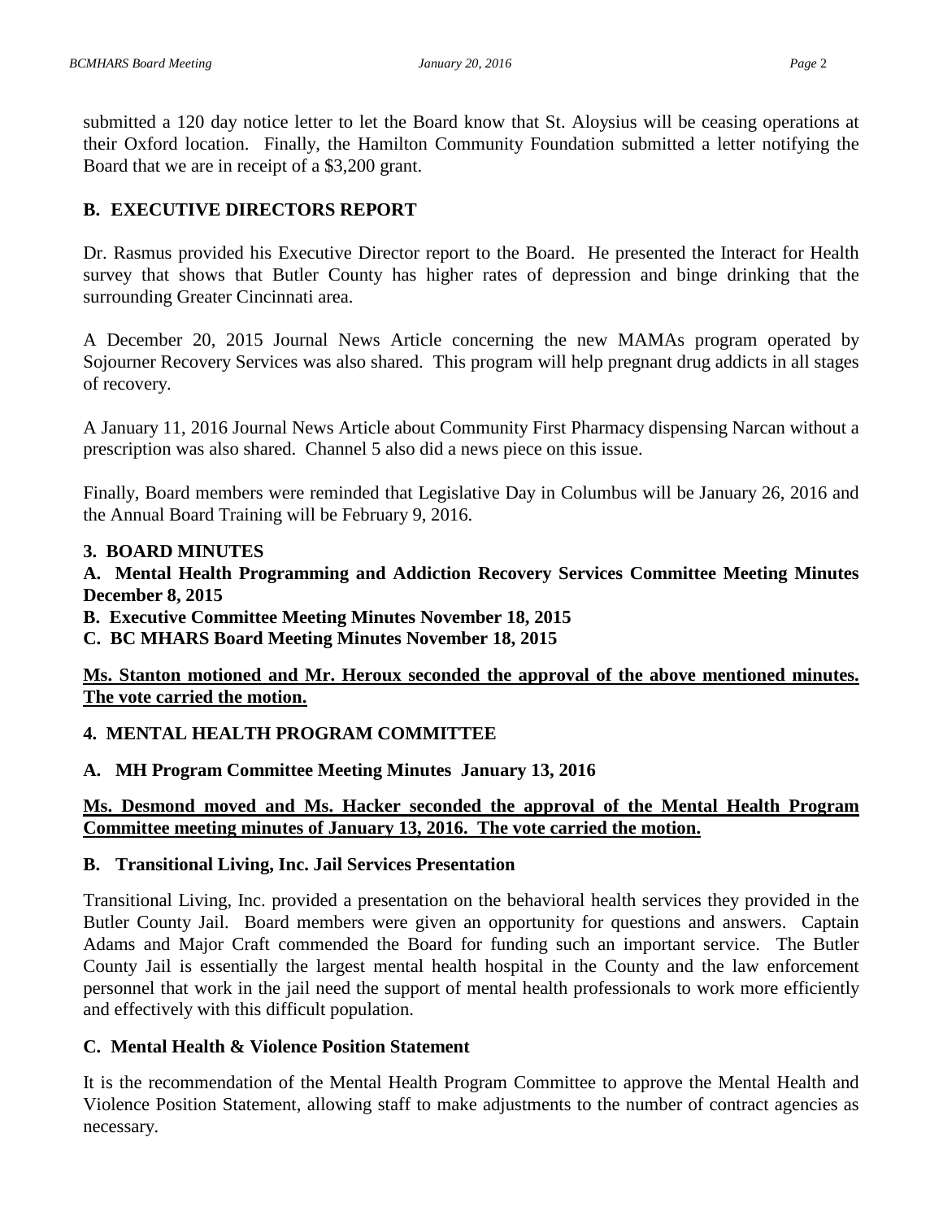submitted a 120 day notice letter to let the Board know that St. Aloysius will be ceasing operations at their Oxford location. Finally, the Hamilton Community Foundation submitted a letter notifying the Board that we are in receipt of a $3,200 grant.

**B. EXECUTIVE DIRECTORS REPORT**

Dr. Rasmus provided his Executive Director report to the Board. He presented the Interact for Health survey that shows that Butler County has higher rates of depression and binge drinking that the surrounding Greater Cincinnati area.

A December 20, 2015 Journal News Article concerning the new MAMAs program operated by Sojourner Recovery Services was also shared. This program will help pregnant drug addicts in all stages of recovery.

A January 11, 2016 Journal News Article about Community First Pharmacy dispensing Narcan without a prescription was also shared. Channel 5 also did a news piece on this issue.

Finally, Board members were reminded that Legislative Day in Columbus will be January 26, 2016 and the Annual Board Training will be February 9, 2016.

**3. BOARD MINUTES**

**A. Mental Health Programming and Addiction Recovery Services Committee Meeting Minutes December 8, 2015**

**B. Executive Committee Meeting Minutes November 18, 2015**

**C. BC MHARS Board Meeting Minutes November 18, 2015**

**Ms. Stanton motioned and Mr. Heroux seconded the approval of the above mentioned minutes. The vote carried the motion.**

**4. MENTAL HEALTH PROGRAM COMMITTEE**

**A. MH Program Committee Meeting Minutes January 13, 2016**

**Ms. Desmond moved and Ms. Hacker seconded the approval of the Mental Health Program Committee meeting minutes of January 13, 2016. The vote carried the motion.**

**B. Transitional Living, Inc. Jail Services Presentation**

Transitional Living, Inc. provided a presentation on the behavioral health services they provided in the Butler County Jail. Board members were given an opportunity for questions and answers. Captain Adams and Major Craft commended the Board for funding such an important service. The Butler County Jail is essentially the largest mental health hospital in the County and the law enforcement personnel that work in the jail need the support of mental health professionals to work more efficiently and effectively with this difficult population.

**C. Mental Health & Violence Position Statement**

It is the recommendation of the Mental Health Program Committee to approve the Mental Health and Violence Position Statement, allowing staff to make adjustments to the number of contract agencies as necessary.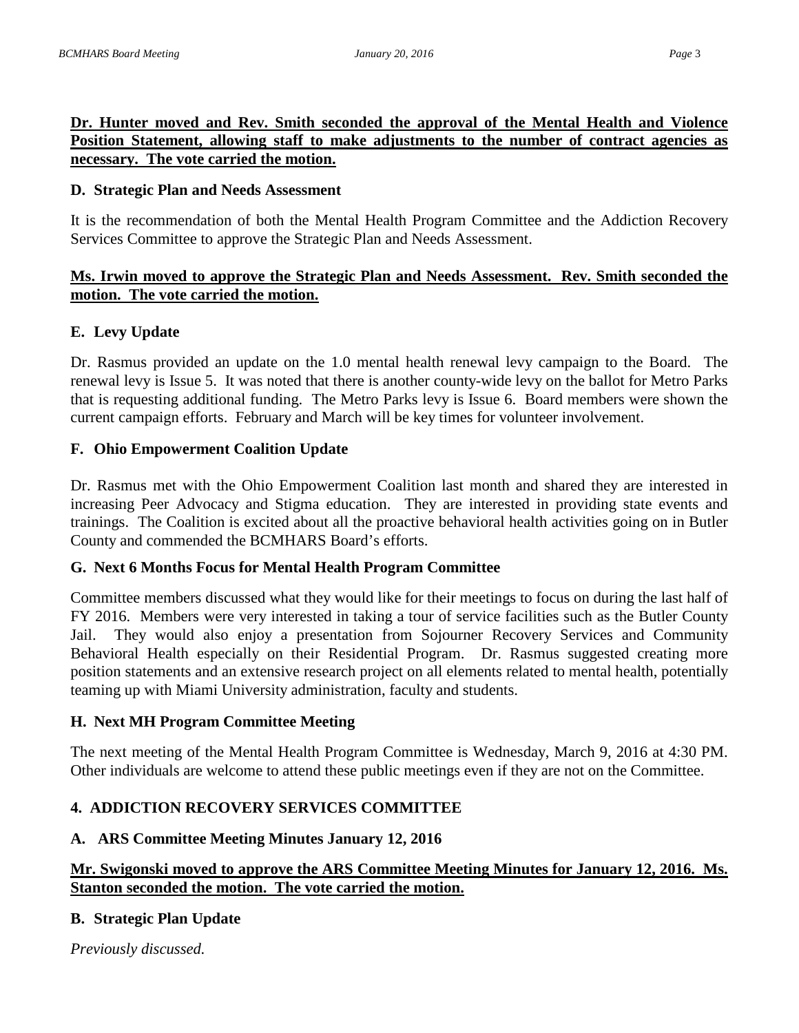**Dr. Hunter moved and Rev. Smith seconded the approval of the Mental Health and Violence Position Statement, allowing staff to make adjustments to the number of contract agencies as necessary. The vote carried the motion.**

**D. Strategic Plan and Needs Assessment**

It is the recommendation of both the Mental Health Program Committee and the Addiction Recovery Services Committee to approve the Strategic Plan and Needs Assessment.

**Ms. Irwin moved to approve the Strategic Plan and Needs Assessment. Rev. Smith seconded the motion. The vote carried the motion.**

**E. Levy Update**

Dr. Rasmus provided an update on the 1.0 mental health renewal levy campaign to the Board. The renewal levy is Issue 5. It was noted that there is another county-wide levy on the ballot for Metro Parks that is requesting additional funding. The Metro Parks levy is Issue 6. Board members were shown the current campaign efforts. February and March will be key times for volunteer involvement.

**F. Ohio Empowerment Coalition Update**

Dr. Rasmus met with the Ohio Empowerment Coalition last month and shared they are interested in increasing Peer Advocacy and Stigma education. They are interested in providing state events and trainings. The Coalition is excited about all the proactive behavioral health activities going on in Butler County and commended the BCMHARS Board's efforts.

**G. Next 6 Months Focus for Mental Health Program Committee**

Committee members discussed what they would like for their meetings to focus on during the last half of FY 2016. Members were very interested in taking a tour of service facilities such as the Butler County Jail. They would also enjoy a presentation from Sojourner Recovery Services and Community Behavioral Health especially on their Residential Program. Dr. Rasmus suggested creating more position statements and an extensive research project on all elements related to mental health, potentially teaming up with Miami University administration, faculty and students.

**H. Next MH Program Committee Meeting**

The next meeting of the Mental Health Program Committee is Wednesday, March 9, 2016 at 4:30 PM. Other individuals are welcome to attend these public meetings even if they are not on the Committee.

## 4. ADDICTION RECOVERY SERVICES COMMITTEE

**A. ARS Committee Meeting Minutes January 12, 2016**

**Mr. Swigonski moved to approve the ARS Committee Meeting Minutes for January 12, 2016. Ms. Stanton seconded the motion. The vote carried the motion.**

**B. Strategic Plan Update**

*Previously discussed.*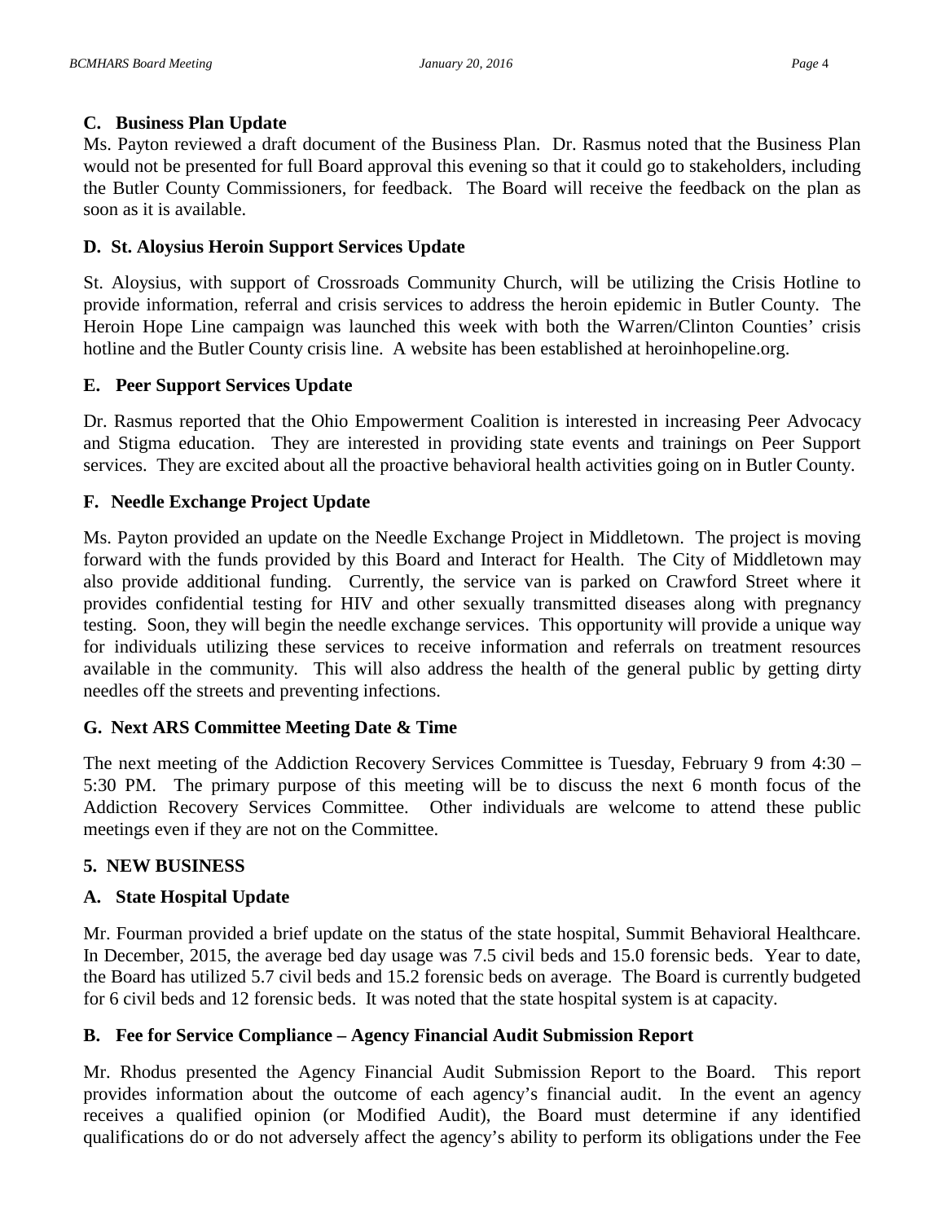### C. Business Plan Update

Ms. Payton reviewed a draft document of the Business Plan. Dr. Rasmus noted that the Business Plan would not be presented for full Board approval this evening so that it could go to stakeholders, including the Butler County Commissioners, for feedback. The Board will receive the feedback on the plan as soon as it is available.

### D. St. Aloysius Heroin Support Services Update

St. Aloysius, with support of Crossroads Community Church, will be utilizing the Crisis Hotline to provide information, referral and crisis services to address the heroin epidemic in Butler County. The Heroin Hope Line campaign was launched this week with both the Warren/Clinton Counties' crisis hotline and the Butler County crisis line. A website has been established at heroinhopeline.org.

### E. Peer Support Services Update

Dr. Rasmus reported that the Ohio Empowerment Coalition is interested in increasing Peer Advocacy and Stigma education. They are interested in providing state events and trainings on Peer Support services. They are excited about all the proactive behavioral health activities going on in Butler County.

### F. Needle Exchange Project Update

Ms. Payton provided an update on the Needle Exchange Project in Middletown. The project is moving forward with the funds provided by this Board and Interact for Health. The City of Middletown may also provide additional funding. Currently, the service van is parked on Crawford Street where it provides confidential testing for HIV and other sexually transmitted diseases along with pregnancy testing. Soon, they will begin the needle exchange services. This opportunity will provide a unique way for individuals utilizing these services to receive information and referrals on treatment resources available in the community. This will also address the health of the general public by getting dirty needles off the streets and preventing infections.

### G. Next ARS Committee Meeting Date & Time

The next meeting of the Addiction Recovery Services Committee is Tuesday, February 9 from 4:30 – 5:30 PM. The primary purpose of this meeting will be to discuss the next 6 month focus of the Addiction Recovery Services Committee. Other individuals are welcome to attend these public meetings even if they are not on the Committee.

## 5. NEW BUSINESS

### A. State Hospital Update

Mr. Fourman provided a brief update on the status of the state hospital, Summit Behavioral Healthcare. In December, 2015, the average bed day usage was 7.5 civil beds and 15.0 forensic beds. Year to date, the Board has utilized 5.7 civil beds and 15.2 forensic beds on average. The Board is currently budgeted for 6 civil beds and 12 forensic beds. It was noted that the state hospital system is at capacity.

### B. Fee for Service Compliance – Agency Financial Audit Submission Report

Mr. Rhodus presented the Agency Financial Audit Submission Report to the Board. This report provides information about the outcome of each agency's financial audit. In the event an agency receives a qualified opinion (or Modified Audit), the Board must determine if any identified qualifications do or do not adversely affect the agency's ability to perform its obligations under the Fee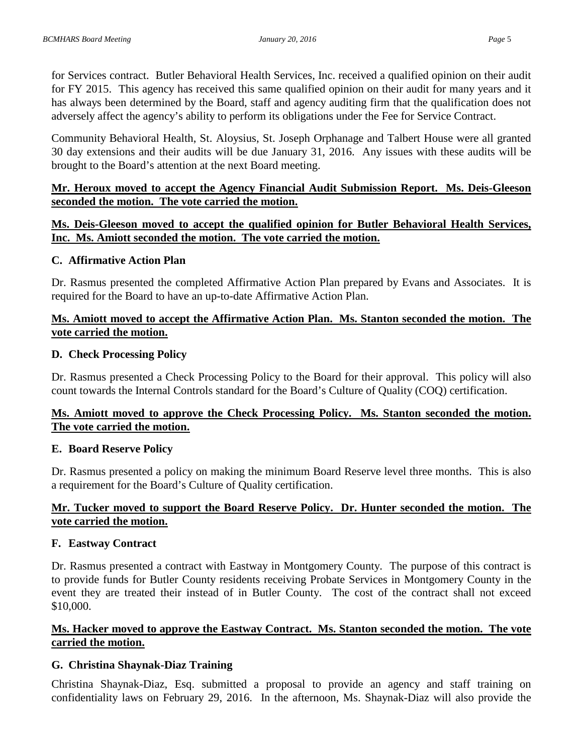for Services contract. Butler Behavioral Health Services, Inc. received a qualified opinion on their audit for FY 2015. This agency has received this same qualified opinion on their audit for many years and it has always been determined by the Board, staff and agency auditing firm that the qualification does not adversely affect the agency's ability to perform its obligations under the Fee for Service Contract.

Community Behavioral Health, St. Aloysius, St. Joseph Orphanage and Talbert House were all granted 30 day extensions and their audits will be due January 31, 2016. Any issues with these audits will be brought to the Board's attention at the next Board meeting.

**Mr. Heroux moved to accept the Agency Financial Audit Submission Report. Ms. Deis-Gleeson seconded the motion. The vote carried the motion.**

**Ms. Deis-Gleeson moved to accept the qualified opinion for Butler Behavioral Health Services, Inc. Ms. Amiott seconded the motion. The vote carried the motion.**

### C. Affirmative Action Plan

Dr. Rasmus presented the completed Affirmative Action Plan prepared by Evans and Associates. It is required for the Board to have an up-to-date Affirmative Action Plan.

**Ms. Amiott moved to accept the Affirmative Action Plan. Ms. Stanton seconded the motion. The vote carried the motion.**

### D. Check Processing Policy

Dr. Rasmus presented a Check Processing Policy to the Board for their approval. This policy will also count towards the Internal Controls standard for the Board's Culture of Quality (COQ) certification.

**Ms. Amiott moved to approve the Check Processing Policy. Ms. Stanton seconded the motion. The vote carried the motion.**

### E. Board Reserve Policy

Dr. Rasmus presented a policy on making the minimum Board Reserve level three months. This is also a requirement for the Board's Culture of Quality certification.

**Mr. Tucker moved to support the Board Reserve Policy. Dr. Hunter seconded the motion. The vote carried the motion.**

### F. Eastway Contract

Dr. Rasmus presented a contract with Eastway in Montgomery County. The purpose of this contract is to provide funds for Butler County residents receiving Probate Services in Montgomery County in the event they are treated their instead of in Butler County. The cost of the contract shall not exceed $10,000.

**Ms. Hacker moved to approve the Eastway Contract. Ms. Stanton seconded the motion. The vote carried the motion.**

### G. Christina Shaynak-Diaz Training

Christina Shaynak-Diaz, Esq. submitted a proposal to provide an agency and staff training on confidentiality laws on February 29, 2016. In the afternoon, Ms. Shaynak-Diaz will also provide the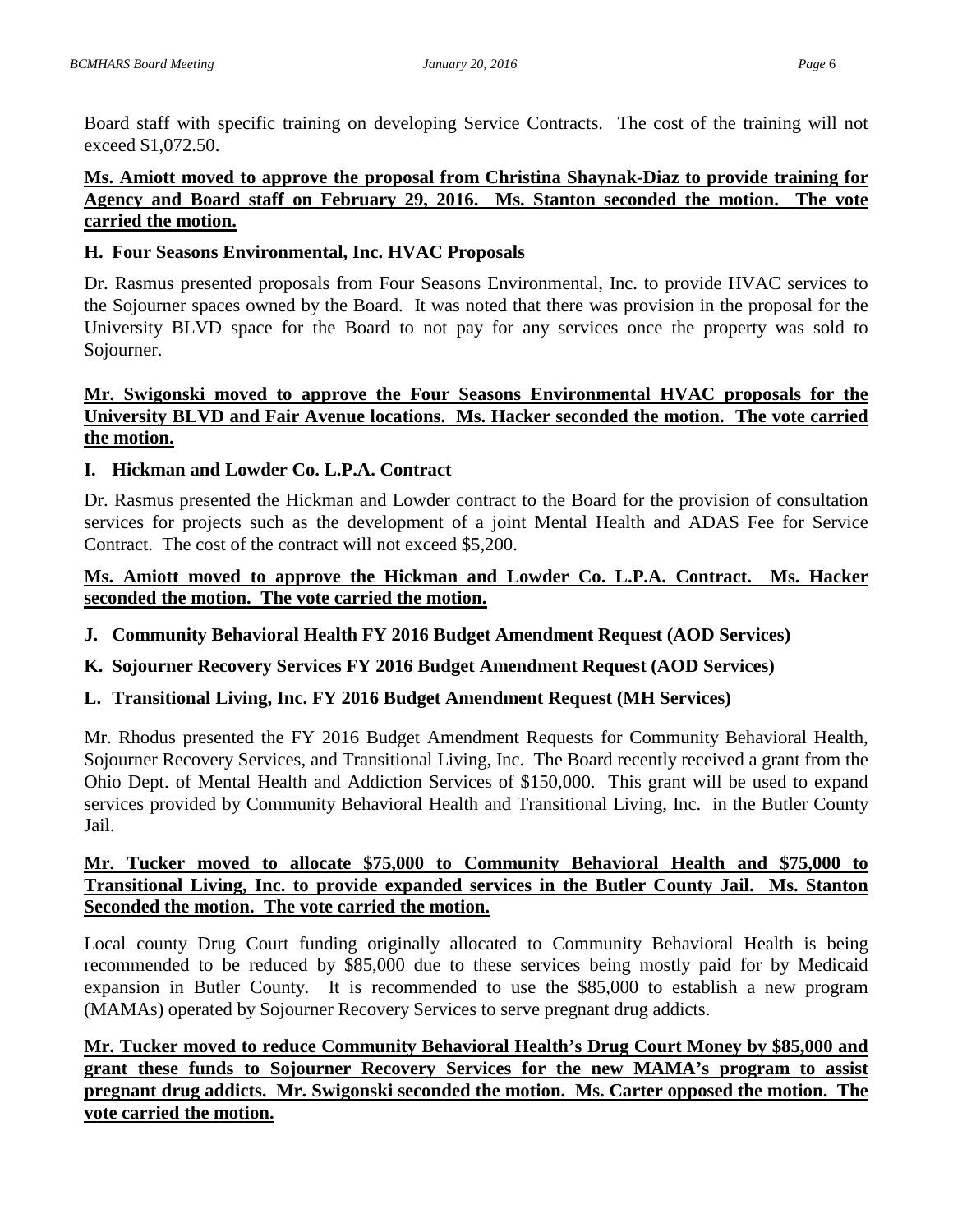Board staff with specific training on developing Service Contracts. The cost of the training will not exceed $1,072.50.

**Ms. Amiott moved to approve the proposal from Christina Shaynak-Diaz to provide training for Agency and Board staff on February 29, 2016. Ms. Stanton seconded the motion. The vote carried the motion.**

**H. Four Seasons Environmental, Inc. HVAC Proposals**

Dr. Rasmus presented proposals from Four Seasons Environmental, Inc. to provide HVAC services to the Sojourner spaces owned by the Board. It was noted that there was provision in the proposal for the University BLVD space for the Board to not pay for any services once the property was sold to Sojourner.

**Mr. Swigonski moved to approve the Four Seasons Environmental HVAC proposals for the University BLVD and Fair Avenue locations. Ms. Hacker seconded the motion. The vote carried the motion.**

**I. Hickman and Lowder Co. L.P.A. Contract**

Dr. Rasmus presented the Hickman and Lowder contract to the Board for the provision of consultation services for projects such as the development of a joint Mental Health and ADAS Fee for Service Contract. The cost of the contract will not exceed $5,200.

**Ms. Amiott moved to approve the Hickman and Lowder Co. L.P.A. Contract. Ms. Hacker seconded the motion. The vote carried the motion.**

**J. Community Behavioral Health FY 2016 Budget Amendment Request (AOD Services)**

**K. Sojourner Recovery Services FY 2016 Budget Amendment Request (AOD Services)**

**L. Transitional Living, Inc. FY 2016 Budget Amendment Request (MH Services)**

Mr. Rhodus presented the FY 2016 Budget Amendment Requests for Community Behavioral Health, Sojourner Recovery Services, and Transitional Living, Inc. The Board recently received a grant from the Ohio Dept. of Mental Health and Addiction Services of $150,000. This grant will be used to expand services provided by Community Behavioral Health and Transitional Living, Inc. in the Butler County Jail.

**Mr. Tucker moved to allocate $75,000 to Community Behavioral Health and $75,000 to Transitional Living, Inc. to provide expanded services in the Butler County Jail. Ms. Stanton Seconded the motion. The vote carried the motion.**

Local county Drug Court funding originally allocated to Community Behavioral Health is being recommended to be reduced by $85,000 due to these services being mostly paid for by Medicaid expansion in Butler County. It is recommended to use the $85,000 to establish a new program (MAMAs) operated by Sojourner Recovery Services to serve pregnant drug addicts.

**Mr. Tucker moved to reduce Community Behavioral Health's Drug Court Money by $85,000 and grant these funds to Sojourner Recovery Services for the new MAMA's program to assist pregnant drug addicts. Mr. Swigonski seconded the motion. Ms. Carter opposed the motion. The vote carried the motion.**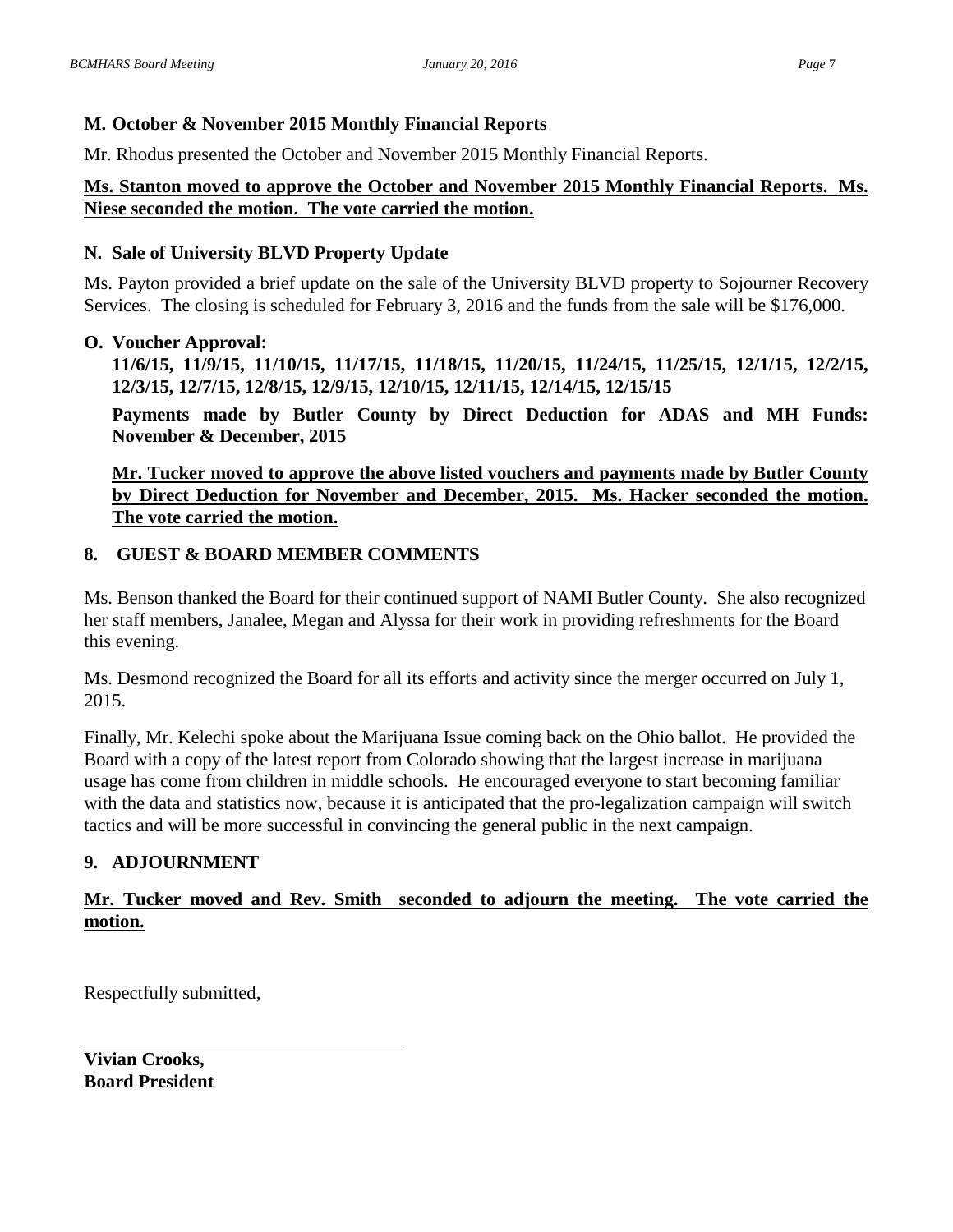### M. October & November 2015 Monthly Financial Reports

Mr. Rhodus presented the October and November 2015 Monthly Financial Reports.

**Ms. Stanton moved to approve the October and November 2015 Monthly Financial Reports. Ms. Niese seconded the motion. The vote carried the motion.**

### N. Sale of University BLVD Property Update

Ms. Payton provided a brief update on the sale of the University BLVD property to Sojourner Recovery Services. The closing is scheduled for February 3, 2016 and the funds from the sale will be $176,000.

### O. Voucher Approval:

**11/6/15, 11/9/15, 11/10/15, 11/17/15, 11/18/15, 11/20/15, 11/24/15, 11/25/15, 12/1/15, 12/2/15, 12/3/15, 12/7/15, 12/8/15, 12/9/15, 12/10/15, 12/11/15, 12/14/15, 12/15/15**

**Payments made by Butler County by Direct Deduction for ADAS and MH Funds: November & December, 2015**

**Mr. Tucker moved to approve the above listed vouchers and payments made by Butler County by Direct Deduction for November and December, 2015. Ms. Hacker seconded the motion. The vote carried the motion.**

## 8. GUEST & BOARD MEMBER COMMENTS

Ms. Benson thanked the Board for their continued support of NAMI Butler County. She also recognized her staff members, Janalee, Megan and Alyssa for their work in providing refreshments for the Board this evening.

Ms. Desmond recognized the Board for all its efforts and activity since the merger occurred on July 1, 2015.

Finally, Mr. Kelechi spoke about the Marijuana Issue coming back on the Ohio ballot. He provided the Board with a copy of the latest report from Colorado showing that the largest increase in marijuana usage has come from children in middle schools. He encouraged everyone to start becoming familiar with the data and statistics now, because it is anticipated that the pro-legalization campaign will switch tactics and will be more successful in convincing the general public in the next campaign.

## 9. ADJOURNMENT

**Mr. Tucker moved and Rev. Smith seconded to adjourn the meeting. The vote carried the motion.**

Respectfully submitted,

\_\_\_\_\_\_\_\_\_\_\_\_\_\_\_\_\_\_\_\_\_\_\_\_\_\_\_\_\_\_\_\_\_\_\_\_

**Vivian Crooks,**
**Board President**